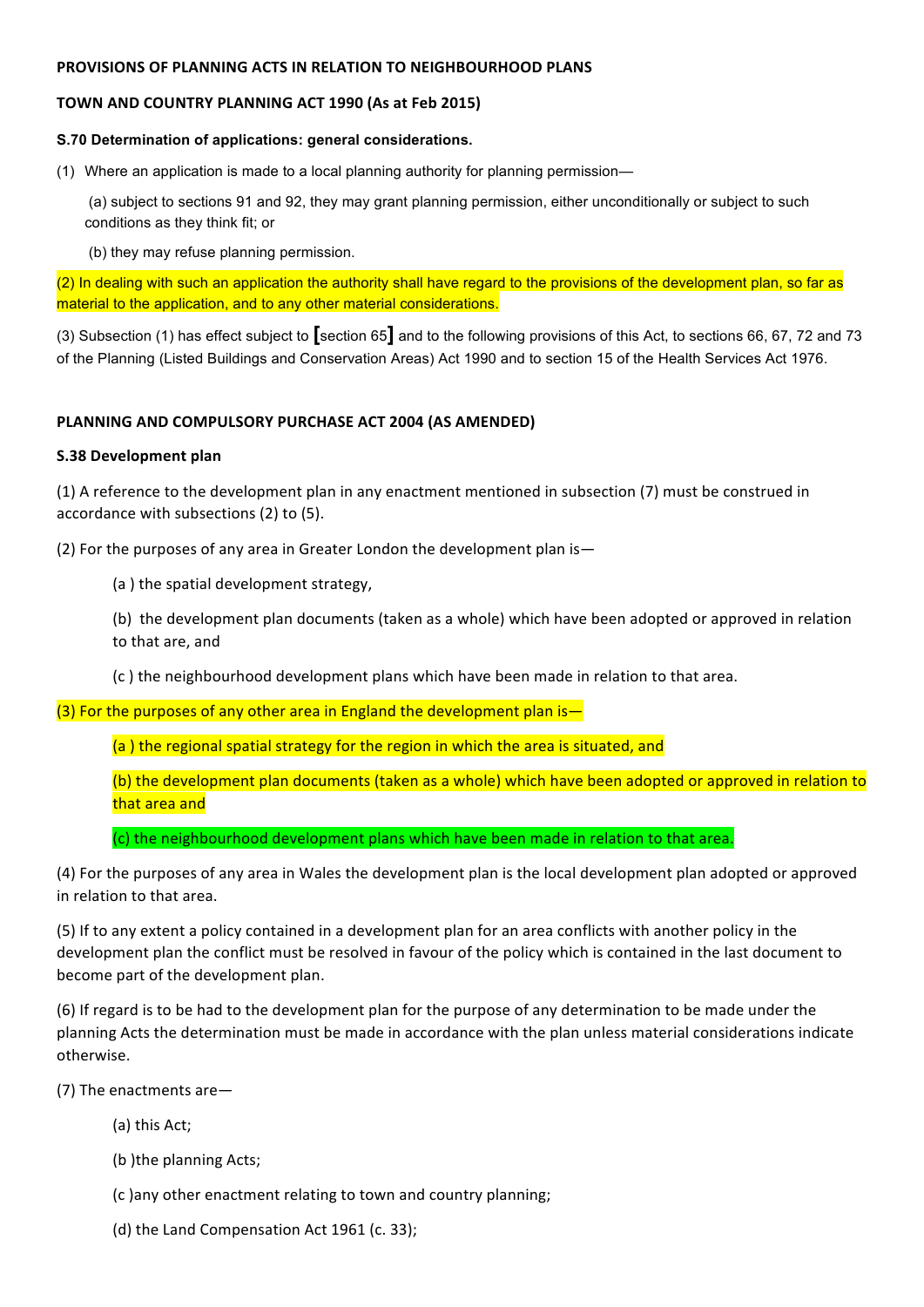**PROVISIONS OF PLANNING ACTS IN RELATION TO NEIGHBOURHOOD PLANS**

**TOWN AND COUNTRY PLANNING ACT 1990 (As at Feb 2015)**

**S.70 Determination of applications: general considerations.**

(1) Where an application is made to a local planning authority for planning permission—

(a) subject to sections 91 and 92, they may grant planning permission, either unconditionally or subject to such conditions as they think fit; or

(b) they may refuse planning permission.

(2) In dealing with such an application the authority shall have regard to the provisions of the development plan, so far as material to the application, and to any other material considerations.

(3) Subsection (1) has effect subject to [section 65] and to the following provisions of this Act, to sections 66, 67, 72 and 73 of the Planning (Listed Buildings and Conservation Areas) Act 1990 and to section 15 of the Health Services Act 1976.

**PLANNING AND COMPULSORY PURCHASE ACT 2004 (AS AMENDED)**

**S.38 Development plan**

(1) A reference to the development plan in any enactment mentioned in subsection (7) must be construed in accordance with subsections (2) to (5).

(2) For the purposes of any area in Greater London the development plan is—

(a ) the spatial development strategy,

(b) the development plan documents (taken as a whole) which have been adopted or approved in relation to that are, and

(c ) the neighbourhood development plans which have been made in relation to that area.

(3) For the purposes of any other area in England the development plan is—

(a ) the regional spatial strategy for the region in which the area is situated, and

(b) the development plan documents (taken as a whole) which have been adopted or approved in relation to that area and

(c) the neighbourhood development plans which have been made in relation to that area.

(4) For the purposes of any area in Wales the development plan is the local development plan adopted or approved in relation to that area.

(5) If to any extent a policy contained in a development plan for an area conflicts with another policy in the development plan the conflict must be resolved in favour of the policy which is contained in the last document to become part of the development plan.

(6) If regard is to be had to the development plan for the purpose of any determination to be made under the planning Acts the determination must be made in accordance with the plan unless material considerations indicate otherwise.

(7) The enactments are—

(a) this Act;

(b )the planning Acts;

(c )any other enactment relating to town and country planning;

(d) the Land Compensation Act 1961 (c. 33);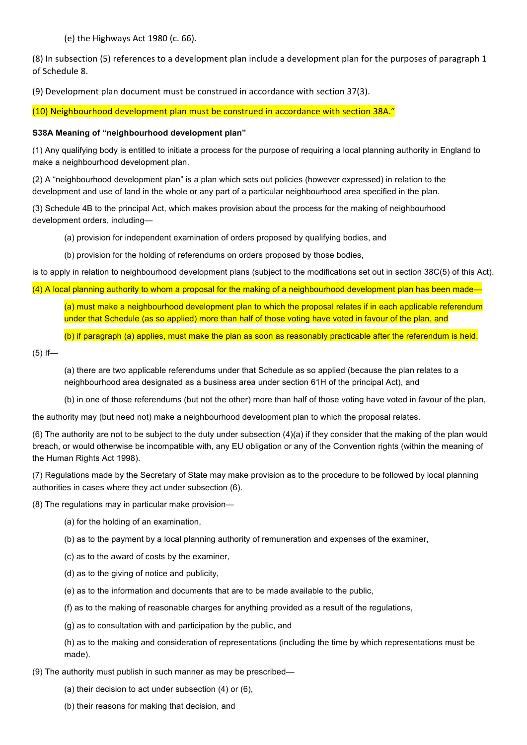(e) the Highways Act 1980 (c. 66).

(8) In subsection (5) references to a development plan include a development plan for the purposes of paragraph 1 of Schedule 8.

(9) Development plan document must be construed in accordance with section 37(3).

(10) Neighbourhood development plan must be construed in accordance with section 38A."

**S38A Meaning of "neighbourhood development plan"**

(1) Any qualifying body is entitled to initiate a process for the purpose of requiring a local planning authority in England to make a neighbourhood development plan.

(2) A "neighbourhood development plan" is a plan which sets out policies (however expressed) in relation to the development and use of land in the whole or any part of a particular neighbourhood area specified in the plan.

(3) Schedule 4B to the principal Act, which makes provision about the process for the making of neighbourhood development orders, including—

(a) provision for independent examination of orders proposed by qualifying bodies, and

(b) provision for the holding of referendums on orders proposed by those bodies,

is to apply in relation to neighbourhood development plans (subject to the modifications set out in section 38C(5) of this Act).

(4) A local planning authority to whom a proposal for the making of a neighbourhood development plan has been made—

(a) must make a neighbourhood development plan to which the proposal relates if in each applicable referendum under that Schedule (as so applied) more than half of those voting have voted in favour of the plan, and

(b) if paragraph (a) applies, must make the plan as soon as reasonably practicable after the referendum is held.

(5) If—

(a) there are two applicable referendums under that Schedule as so applied (because the plan relates to a neighbourhood area designated as a business area under section 61H of the principal Act), and

(b) in one of those referendums (but not the other) more than half of those voting have voted in favour of the plan,

the authority may (but need not) make a neighbourhood development plan to which the proposal relates.

(6) The authority are not to be subject to the duty under subsection (4)(a) if they consider that the making of the plan would breach, or would otherwise be incompatible with, any EU obligation or any of the Convention rights (within the meaning of the Human Rights Act 1998).

(7) Regulations made by the Secretary of State may make provision as to the procedure to be followed by local planning authorities in cases where they act under subsection (6).

(8) The regulations may in particular make provision—

(a) for the holding of an examination,

(b) as to the payment by a local planning authority of remuneration and expenses of the examiner,

(c) as to the award of costs by the examiner,

(d) as to the giving of notice and publicity,

(e) as to the information and documents that are to be made available to the public,

(f) as to the making of reasonable charges for anything provided as a result of the regulations,

(g) as to consultation with and participation by the public, and

(h) as to the making and consideration of representations (including the time by which representations must be made).

(9) The authority must publish in such manner as may be prescribed—

(a) their decision to act under subsection (4) or (6),

(b) their reasons for making that decision, and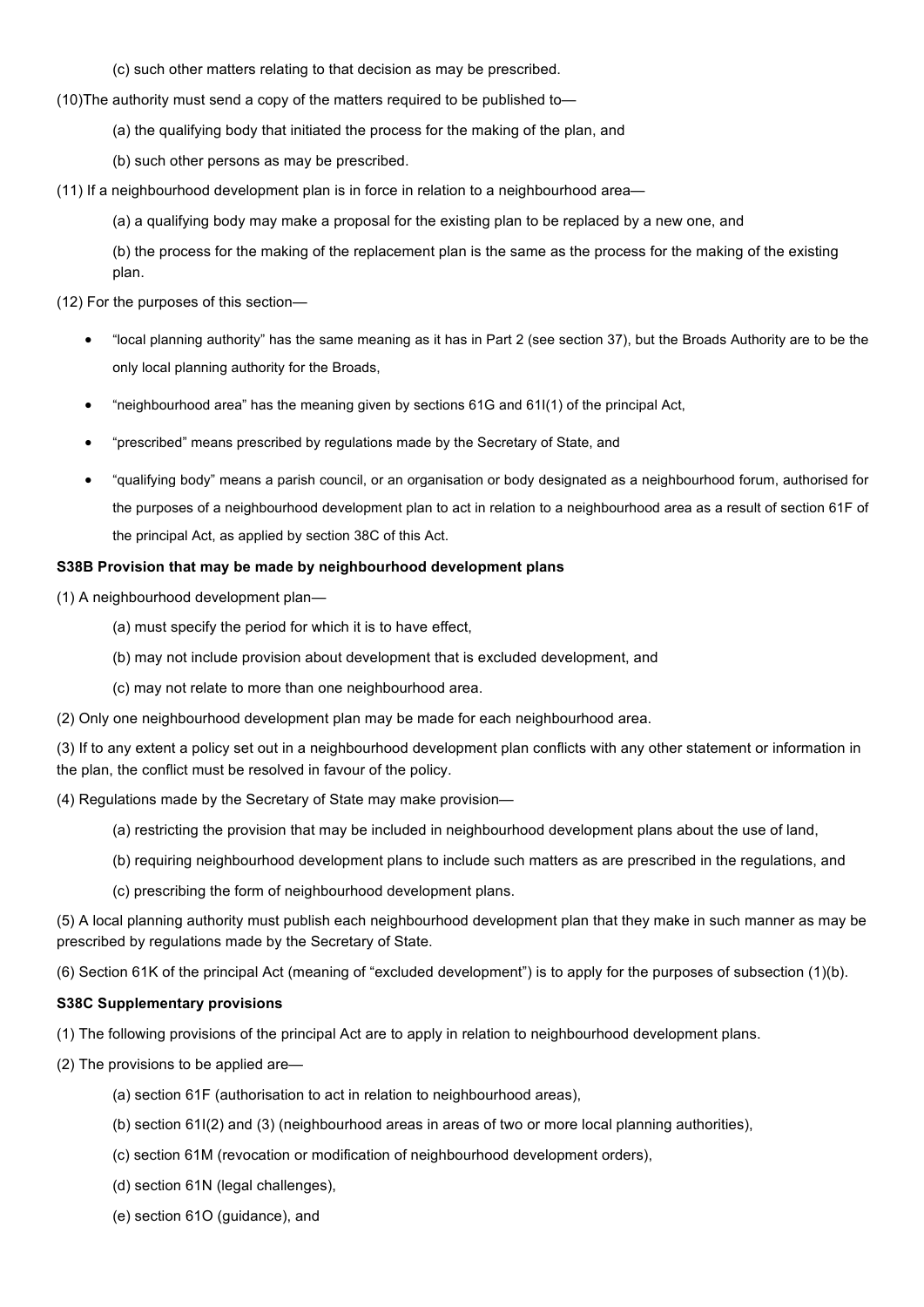(c) such other matters relating to that decision as may be prescribed.

(10)The authority must send a copy of the matters required to be published to—

(a) the qualifying body that initiated the process for the making of the plan, and

(b) such other persons as may be prescribed.

(11) If a neighbourhood development plan is in force in relation to a neighbourhood area—

(a) a qualifying body may make a proposal for the existing plan to be replaced by a new one, and

(b) the process for the making of the replacement plan is the same as the process for the making of the existing plan.

(12) For the purposes of this section—

- "local planning authority" has the same meaning as it has in Part 2 (see section 37), but the Broads Authority are to be the only local planning authority for the Broads,
- "neighbourhood area" has the meaning given by sections 61G and 61I(1) of the principal Act,
- "prescribed" means prescribed by regulations made by the Secretary of State, and
- "qualifying body" means a parish council, or an organisation or body designated as a neighbourhood forum, authorised for the purposes of a neighbourhood development plan to act in relation to a neighbourhood area as a result of section 61F of the principal Act, as applied by section 38C of this Act.

**S38B Provision that may be made by neighbourhood development plans**

(1) A neighbourhood development plan—

(a) must specify the period for which it is to have effect,

(b) may not include provision about development that is excluded development, and

(c) may not relate to more than one neighbourhood area.

(2) Only one neighbourhood development plan may be made for each neighbourhood area.

(3) If to any extent a policy set out in a neighbourhood development plan conflicts with any other statement or information in the plan, the conflict must be resolved in favour of the policy.

(4) Regulations made by the Secretary of State may make provision—

(a) restricting the provision that may be included in neighbourhood development plans about the use of land,

(b) requiring neighbourhood development plans to include such matters as are prescribed in the regulations, and

(c) prescribing the form of neighbourhood development plans.

(5) A local planning authority must publish each neighbourhood development plan that they make in such manner as may be prescribed by regulations made by the Secretary of State.

(6) Section 61K of the principal Act (meaning of "excluded development") is to apply for the purposes of subsection (1)(b).

**S38C Supplementary provisions**

(1) The following provisions of the principal Act are to apply in relation to neighbourhood development plans.

(2) The provisions to be applied are—

(a) section 61F (authorisation to act in relation to neighbourhood areas),

(b) section 61I(2) and (3) (neighbourhood areas in areas of two or more local planning authorities),

(c) section 61M (revocation or modification of neighbourhood development orders),

(d) section 61N (legal challenges),

(e) section 61O (guidance), and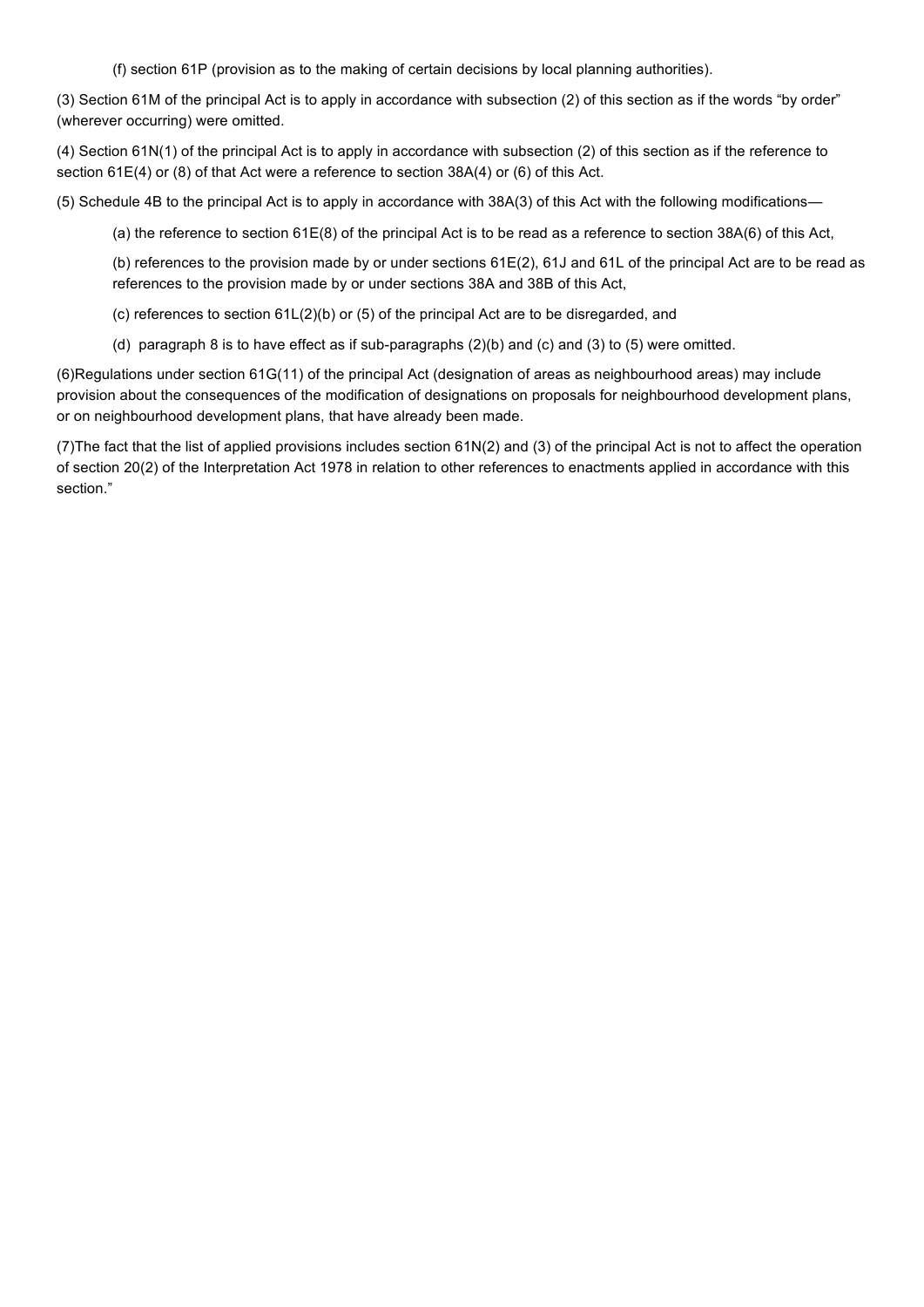(f) section 61P (provision as to the making of certain decisions by local planning authorities).

(3) Section 61M of the principal Act is to apply in accordance with subsection (2) of this section as if the words "by order" (wherever occurring) were omitted.

(4) Section 61N(1) of the principal Act is to apply in accordance with subsection (2) of this section as if the reference to section 61E(4) or (8) of that Act were a reference to section 38A(4) or (6) of this Act.

(5) Schedule 4B to the principal Act is to apply in accordance with 38A(3) of this Act with the following modifications—

(a) the reference to section 61E(8) of the principal Act is to be read as a reference to section 38A(6) of this Act,

(b) references to the provision made by or under sections 61E(2), 61J and 61L of the principal Act are to be read as references to the provision made by or under sections 38A and 38B of this Act,

(c) references to section 61L(2)(b) or (5) of the principal Act are to be disregarded, and

(d) paragraph 8 is to have effect as if sub-paragraphs (2)(b) and (c) and (3) to (5) were omitted.

(6)Regulations under section 61G(11) of the principal Act (designation of areas as neighbourhood areas) may include provision about the consequences of the modification of designations on proposals for neighbourhood development plans, or on neighbourhood development plans, that have already been made.

(7)The fact that the list of applied provisions includes section 61N(2) and (3) of the principal Act is not to affect the operation of section 20(2) of the Interpretation Act 1978 in relation to other references to enactments applied in accordance with this section."